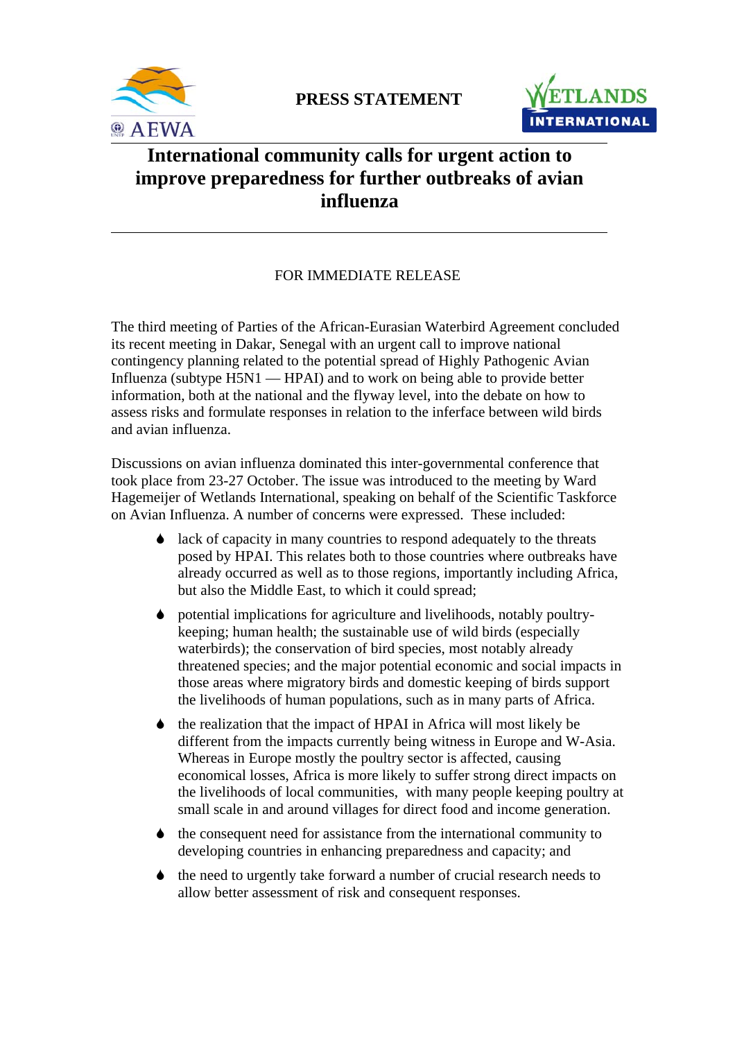PRESS STATEMENT

# International community calls for urgent action to improve preparedness for further outbreaks of avian influenza

FOR IMMEDIATE RELEASE

The third meeting of Parties of the African-Eurasian Waterbird Agreement concluded its recent meeting in Dakar, Senegal with an urgent call to improve national contingency planning related to the potential spread of Highly Pathogenic Avian Influenza (subtype H5N1 — HPAI) and to work on being able to provide better information, both at the national and the flyway level, into the debate on how to assess risks and formulate responses in relation to the inferface between wild birds and avian influenza.

Discussions on avian influenza dominated this inter-governmental conference that took place from 23-27 October. The issue was introduced to the meeting by Ward Hagemeijer of Wetlands International, speaking on behalf of the Scientific Taskforce on Avian Influenza. A number of concerns were expressed. These included:

- lack of capacity in many countries to respond adequately to the threats posed by HPAI. This relates both to those countries where outbreaks have already occurred as well as to those regions, importantly including Africa, but also the Middle East, to which it could spread;
- potential implications for agriculture and livelihoods, notably poultry-keeping; human health; the sustainable use of wild birds (especially waterbirds); the conservation of bird species, most notably already threatened species; and the major potential economic and social impacts in those areas where migratory birds and domestic keeping of birds support the livelihoods of human populations, such as in many parts of Africa.
- the realization that the impact of HPAI in Africa will most likely be different from the impacts currently being witness in Europe and W-Asia. Whereas in Europe mostly the poultry sector is affected, causing economical losses, Africa is more likely to suffer strong direct impacts on the livelihoods of local communities, with many people keeping poultry at small scale in and around villages for direct food and income generation.
- the consequent need for assistance from the international community to developing countries in enhancing preparedness and capacity; and
- the need to urgently take forward a number of crucial research needs to allow better assessment of risk and consequent responses.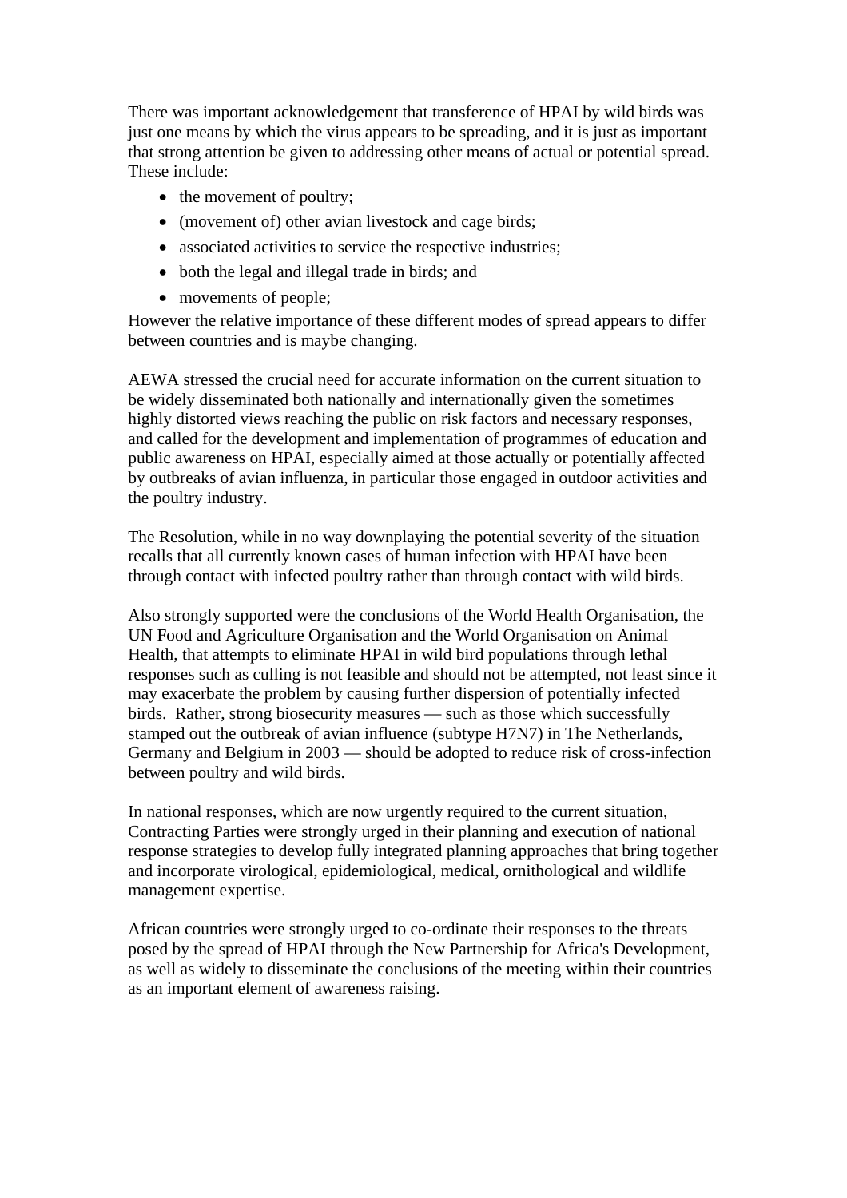There was important acknowledgement that transference of HPAI by wild birds was just one means by which the virus appears to be spreading, and it is just as important that strong attention be given to addressing other means of actual or potential spread. These include:

- the movement of poultry;
- (movement of) other avian livestock and cage birds;
- associated activities to service the respective industries;
- both the legal and illegal trade in birds; and
- movements of people;

However the relative importance of these different modes of spread appears to differ between countries and is maybe changing.

AEWA stressed the crucial need for accurate information on the current situation to be widely disseminated both nationally and internationally given the sometimes highly distorted views reaching the public on risk factors and necessary responses, and called for the development and implementation of programmes of education and public awareness on HPAI, especially aimed at those actually or potentially affected by outbreaks of avian influenza, in particular those engaged in outdoor activities and the poultry industry.

The Resolution, while in no way downplaying the potential severity of the situation recalls that all currently known cases of human infection with HPAI have been through contact with infected poultry rather than through contact with wild birds.

Also strongly supported were the conclusions of the World Health Organisation, the UN Food and Agriculture Organisation and the World Organisation on Animal Health, that attempts to eliminate HPAI in wild bird populations through lethal responses such as culling is not feasible and should not be attempted, not least since it may exacerbate the problem by causing further dispersion of potentially infected birds. Rather, strong biosecurity measures — such as those which successfully stamped out the outbreak of avian influence (subtype H7N7) in The Netherlands, Germany and Belgium in 2003 — should be adopted to reduce risk of cross-infection between poultry and wild birds.

In national responses, which are now urgently required to the current situation, Contracting Parties were strongly urged in their planning and execution of national response strategies to develop fully integrated planning approaches that bring together and incorporate virological, epidemiological, medical, ornithological and wildlife management expertise.

African countries were strongly urged to co-ordinate their responses to the threats posed by the spread of HPAI through the New Partnership for Africa's Development, as well as widely to disseminate the conclusions of the meeting within their countries as an important element of awareness raising.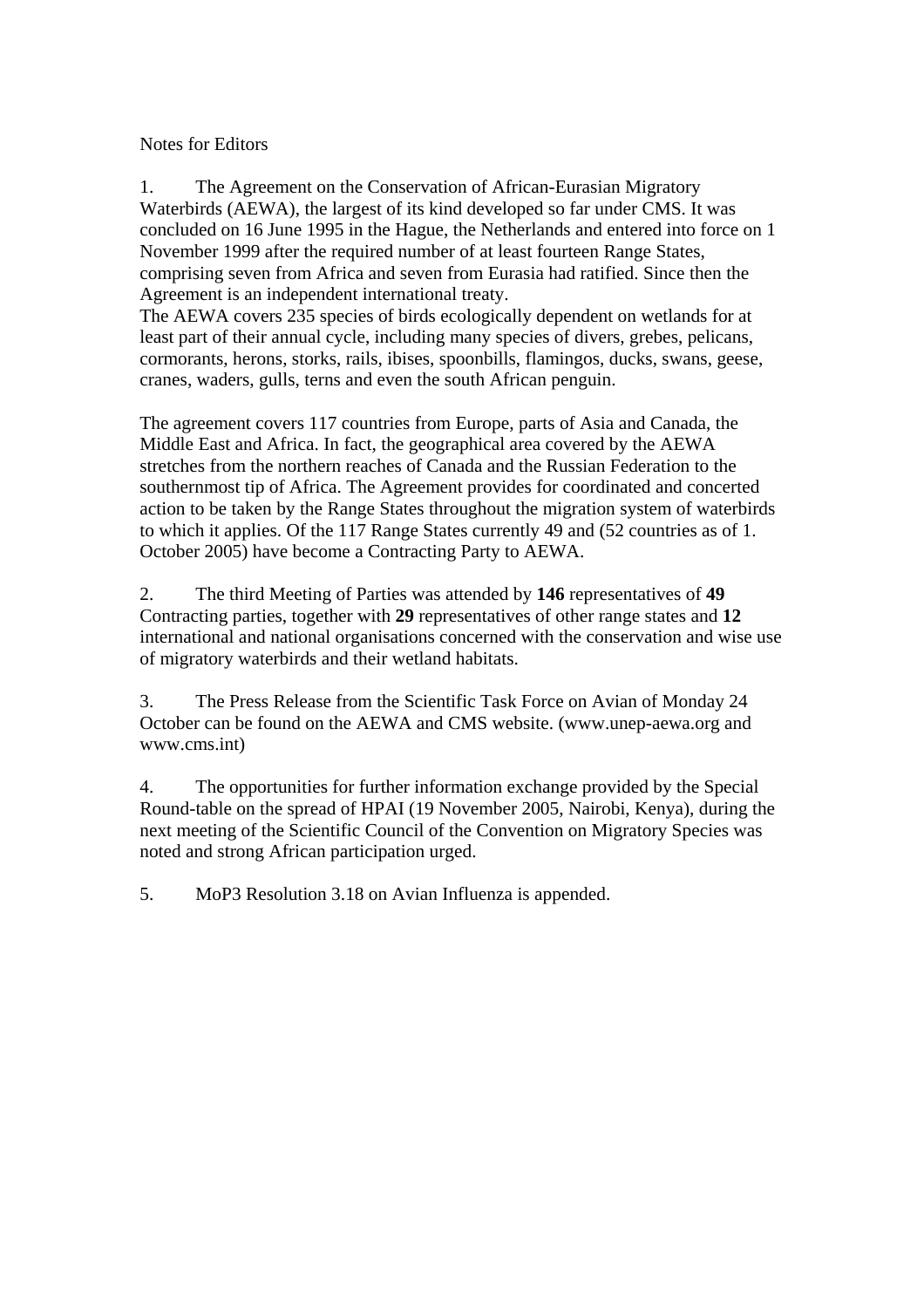Notes for Editors

1. The Agreement on the Conservation of African-Eurasian Migratory Waterbirds (AEWA), the largest of its kind developed so far under CMS. It was concluded on 16 June 1995 in the Hague, the Netherlands and entered into force on 1 November 1999 after the required number of at least fourteen Range States, comprising seven from Africa and seven from Eurasia had ratified. Since then the Agreement is an independent international treaty.
The AEWA covers 235 species of birds ecologically dependent on wetlands for at least part of their annual cycle, including many species of divers, grebes, pelicans, cormorants, herons, storks, rails, ibises, spoonbills, flamingos, ducks, swans, geese, cranes, waders, gulls, terns and even the south African penguin.

The agreement covers 117 countries from Europe, parts of Asia and Canada, the Middle East and Africa. In fact, the geographical area covered by the AEWA stretches from the northern reaches of Canada and the Russian Federation to the southernmost tip of Africa. The Agreement provides for coordinated and concerted action to be taken by the Range States throughout the migration system of waterbirds to which it applies. Of the 117 Range States currently 49 and (52 countries as of 1. October 2005) have become a Contracting Party to AEWA.

2. The third Meeting of Parties was attended by **146** representatives of **49** Contracting parties, together with **29** representatives of other range states and **12** international and national organisations concerned with the conservation and wise use of migratory waterbirds and their wetland habitats.

3. The Press Release from the Scientific Task Force on Avian of Monday 24 October can be found on the AEWA and CMS website. (www.unep-aewa.org and www.cms.int)

4. The opportunities for further information exchange provided by the Special Round-table on the spread of HPAI (19 November 2005, Nairobi, Kenya), during the next meeting of the Scientific Council of the Convention on Migratory Species was noted and strong African participation urged.

5. MoP3 Resolution 3.18 on Avian Influenza is appended.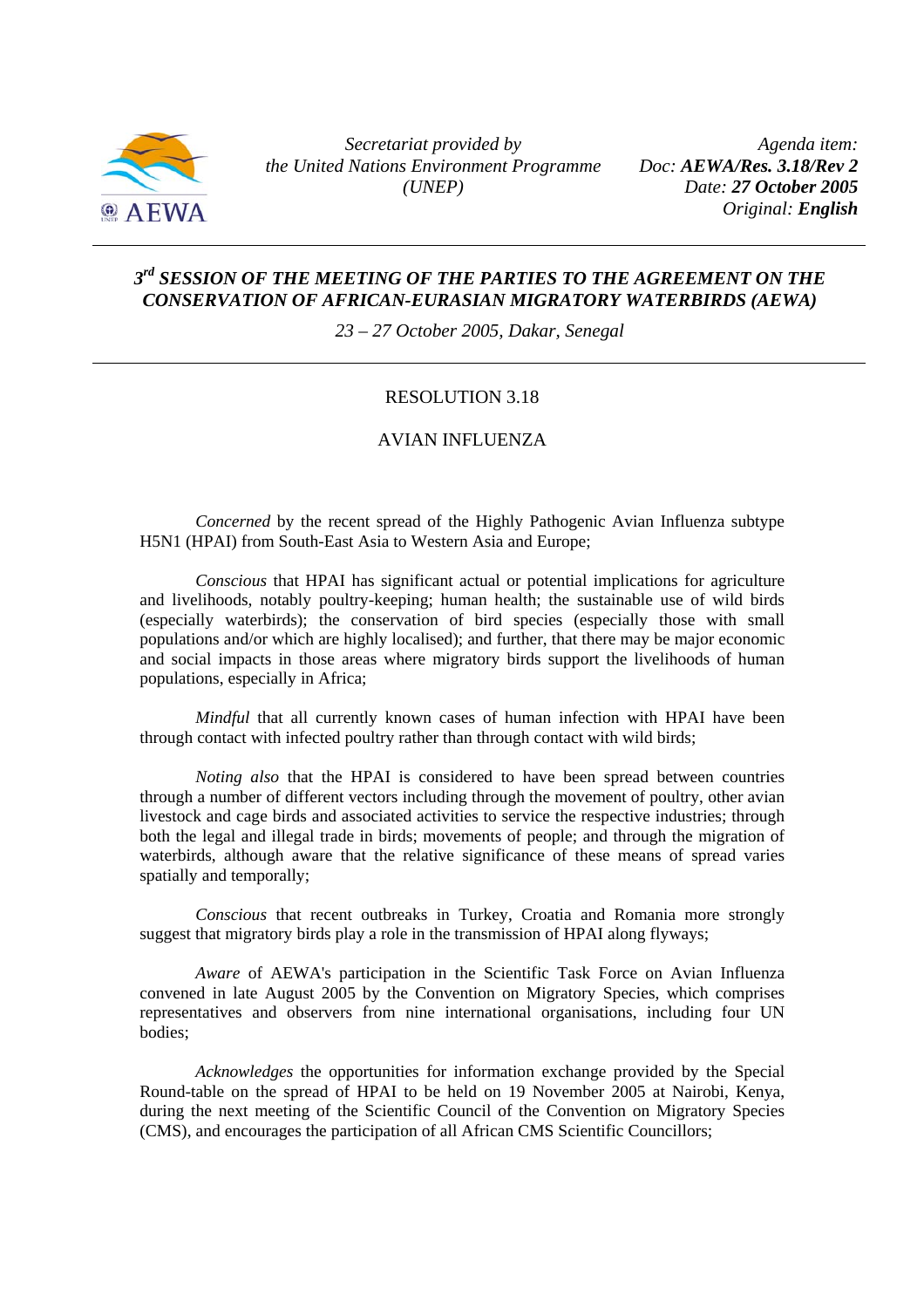Secretariat provided by
*the United Nations Environment Programme (UNEP)*

*Agenda item:*
*Doc:* ***AEWA/Res. 3.18/Rev 2***
*Date:* ***27 October 2005***
*Original:* ***English***

## *3rd SESSION OF THE MEETING OF THE PARTIES TO THE AGREEMENT ON THE CONSERVATION OF AFRICAN-EURASIAN MIGRATORY WATERBIRDS (AEWA)*

*23 – 27 October 2005, Dakar, Senegal*

# RESOLUTION 3.18

# AVIAN INFLUENZA

*Concerned* by the recent spread of the Highly Pathogenic Avian Influenza subtype H5N1 (HPAI) from South-East Asia to Western Asia and Europe;

*Conscious* that HPAI has significant actual or potential implications for agriculture and livelihoods, notably poultry-keeping; human health; the sustainable use of wild birds (especially waterbirds); the conservation of bird species (especially those with small populations and/or which are highly localised); and further, that there may be major economic and social impacts in those areas where migratory birds support the livelihoods of human populations, especially in Africa;

*Mindful* that all currently known cases of human infection with HPAI have been through contact with infected poultry rather than through contact with wild birds;

*Noting also* that the HPAI is considered to have been spread between countries through a number of different vectors including through the movement of poultry, other avian livestock and cage birds and associated activities to service the respective industries; through both the legal and illegal trade in birds; movements of people; and through the migration of waterbirds, although aware that the relative significance of these means of spread varies spatially and temporally;

*Conscious* that recent outbreaks in Turkey, Croatia and Romania more strongly suggest that migratory birds play a role in the transmission of HPAI along flyways;

*Aware* of AEWA's participation in the Scientific Task Force on Avian Influenza convened in late August 2005 by the Convention on Migratory Species, which comprises representatives and observers from nine international organisations, including four UN bodies;

*Acknowledges* the opportunities for information exchange provided by the Special Round-table on the spread of HPAI to be held on 19 November 2005 at Nairobi, Kenya, during the next meeting of the Scientific Council of the Convention on Migratory Species (CMS), and encourages the participation of all African CMS Scientific Councillors;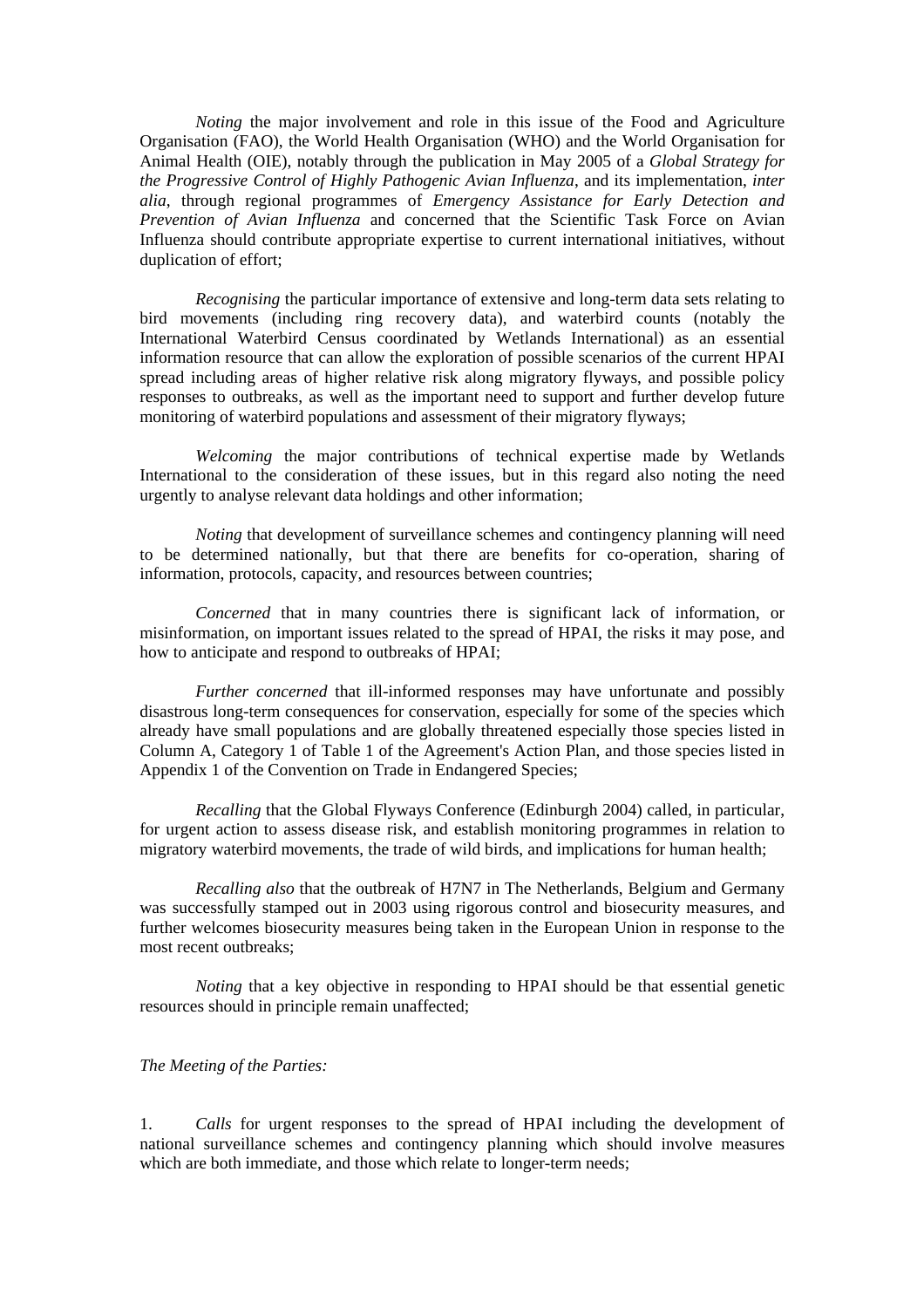*Noting* the major involvement and role in this issue of the Food and Agriculture Organisation (FAO), the World Health Organisation (WHO) and the World Organisation for Animal Health (OIE), notably through the publication in May 2005 of a *Global Strategy for the Progressive Control of Highly Pathogenic Avian Influenza*, and its implementation, *inter alia*, through regional programmes of *Emergency Assistance for Early Detection and Prevention of Avian Influenza* and concerned that the Scientific Task Force on Avian Influenza should contribute appropriate expertise to current international initiatives, without duplication of effort;

*Recognising* the particular importance of extensive and long-term data sets relating to bird movements (including ring recovery data), and waterbird counts (notably the International Waterbird Census coordinated by Wetlands International) as an essential information resource that can allow the exploration of possible scenarios of the current HPAI spread including areas of higher relative risk along migratory flyways, and possible policy responses to outbreaks, as well as the important need to support and further develop future monitoring of waterbird populations and assessment of their migratory flyways;

*Welcoming* the major contributions of technical expertise made by Wetlands International to the consideration of these issues, but in this regard also noting the need urgently to analyse relevant data holdings and other information;

*Noting* that development of surveillance schemes and contingency planning will need to be determined nationally, but that there are benefits for co-operation, sharing of information, protocols, capacity, and resources between countries;

*Concerned* that in many countries there is significant lack of information, or misinformation, on important issues related to the spread of HPAI, the risks it may pose, and how to anticipate and respond to outbreaks of HPAI;

*Further concerned* that ill-informed responses may have unfortunate and possibly disastrous long-term consequences for conservation, especially for some of the species which already have small populations and are globally threatened especially those species listed in Column A, Category 1 of Table 1 of the Agreement's Action Plan, and those species listed in Appendix 1 of the Convention on Trade in Endangered Species;

*Recalling* that the Global Flyways Conference (Edinburgh 2004) called, in particular, for urgent action to assess disease risk, and establish monitoring programmes in relation to migratory waterbird movements, the trade of wild birds, and implications for human health;

*Recalling also* that the outbreak of H7N7 in The Netherlands, Belgium and Germany was successfully stamped out in 2003 using rigorous control and biosecurity measures, and further welcomes biosecurity measures being taken in the European Union in response to the most recent outbreaks;

*Noting* that a key objective in responding to HPAI should be that essential genetic resources should in principle remain unaffected;

*The Meeting of the Parties:*

1. *Calls* for urgent responses to the spread of HPAI including the development of national surveillance schemes and contingency planning which should involve measures which are both immediate, and those which relate to longer-term needs;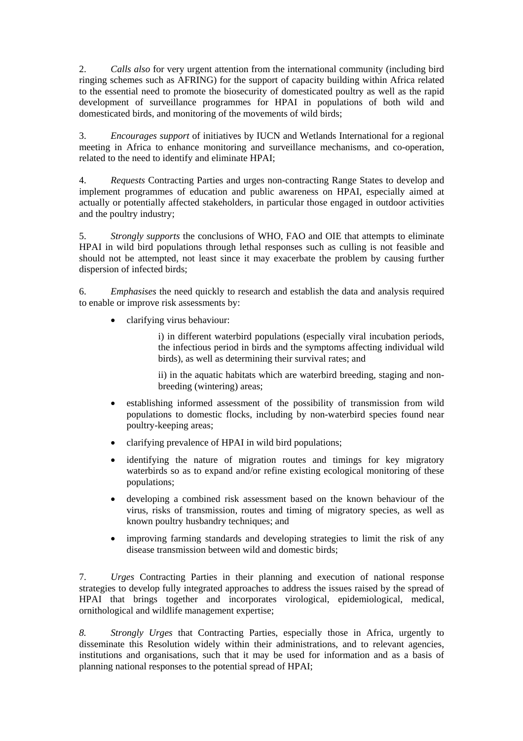2. *Calls also* for very urgent attention from the international community (including bird ringing schemes such as AFRING) for the support of capacity building within Africa related to the essential need to promote the biosecurity of domesticated poultry as well as the rapid development of surveillance programmes for HPAI in populations of both wild and domesticated birds, and monitoring of the movements of wild birds;

3. *Encourages support* of initiatives by IUCN and Wetlands International for a regional meeting in Africa to enhance monitoring and surveillance mechanisms, and co-operation, related to the need to identify and eliminate HPAI;

4. *Requests* Contracting Parties and urges non-contracting Range States to develop and implement programmes of education and public awareness on HPAI, especially aimed at actually or potentially affected stakeholders, in particular those engaged in outdoor activities and the poultry industry;

5. *Strongly supports* the conclusions of WHO, FAO and OIE that attempts to eliminate HPAI in wild bird populations through lethal responses such as culling is not feasible and should not be attempted, not least since it may exacerbate the problem by causing further dispersion of infected birds;

6. *Emphasises* the need quickly to research and establish the data and analysis required to enable or improve risk assessments by:

- clarifying virus behaviour:

  i) in different waterbird populations (especially viral incubation periods, the infectious period in birds and the symptoms affecting individual wild birds), as well as determining their survival rates; and

  ii) in the aquatic habitats which are waterbird breeding, staging and non-breeding (wintering) areas;

- establishing informed assessment of the possibility of transmission from wild populations to domestic flocks, including by non-waterbird species found near poultry-keeping areas;
- clarifying prevalence of HPAI in wild bird populations;
- identifying the nature of migration routes and timings for key migratory waterbirds so as to expand and/or refine existing ecological monitoring of these populations;
- developing a combined risk assessment based on the known behaviour of the virus, risks of transmission, routes and timing of migratory species, as well as known poultry husbandry techniques; and
- improving farming standards and developing strategies to limit the risk of any disease transmission between wild and domestic birds;

7. *Urges* Contracting Parties in their planning and execution of national response strategies to develop fully integrated approaches to address the issues raised by the spread of HPAI that brings together and incorporates virological, epidemiological, medical, ornithological and wildlife management expertise;

*8. Strongly Urges* that Contracting Parties, especially those in Africa, urgently to disseminate this Resolution widely within their administrations, and to relevant agencies, institutions and organisations, such that it may be used for information and as a basis of planning national responses to the potential spread of HPAI;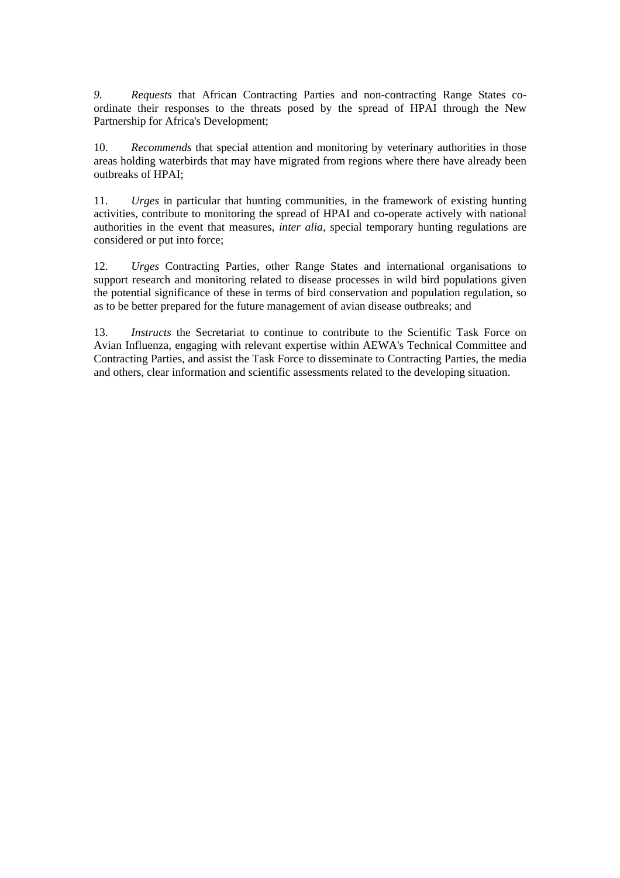*9.* *Requests* that African Contracting Parties and non-contracting Range States co-ordinate their responses to the threats posed by the spread of HPAI through the New Partnership for Africa's Development;

10. *Recommends* that special attention and monitoring by veterinary authorities in those areas holding waterbirds that may have migrated from regions where there have already been outbreaks of HPAI;

11. *Urges* in particular that hunting communities, in the framework of existing hunting activities, contribute to monitoring the spread of HPAI and co-operate actively with national authorities in the event that measures, *inter alia*, special temporary hunting regulations are considered or put into force;

12. *Urges* Contracting Parties, other Range States and international organisations to support research and monitoring related to disease processes in wild bird populations given the potential significance of these in terms of bird conservation and population regulation, so as to be better prepared for the future management of avian disease outbreaks; and

13. *Instructs* the Secretariat to continue to contribute to the Scientific Task Force on Avian Influenza, engaging with relevant expertise within AEWA's Technical Committee and Contracting Parties, and assist the Task Force to disseminate to Contracting Parties, the media and others, clear information and scientific assessments related to the developing situation.